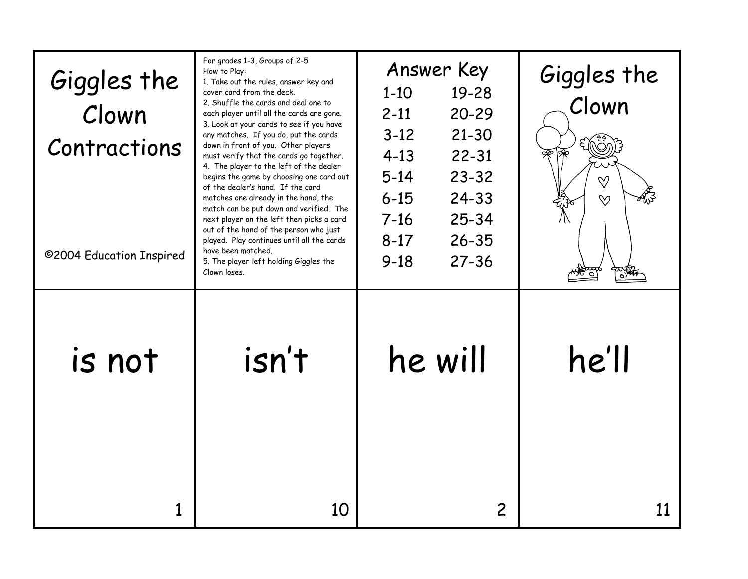# Giggles the Clown Contractions

©2004 Education Inspired

For grades 1-3, Groups of 2-5

How to Play:

1. Take out the rules, answer key and cover card from the deck.
2. Shuffle the cards and deal one to each player until all the cards are gone.
3. Look at your cards to see if you have any matches. If you do, put the cards down in front of you. Other players must verify that the cards go together.
4. The player to the left of the dealer begins the game by choosing one card out of the dealer's hand. If the card matches one already in the hand, the match can be put down and verified. The next player on the left then picks a card out of the hand of the person who just played. Play continues until all the cards have been matched.
5. The player left holding Giggles the Clown loses.

## Answer Key

| | |
|---|---|
| 1-10 | 19-28 |
| 2-11 | 20-29 |
| 3-12 | 21-30 |
| 4-13 | 22-31 |
| 5-14 | 23-32 |
| 6-15 | 24-33 |
| 7-16 | 25-34 |
| 8-17 | 26-35 |
| 9-18 | 27-36 |

## Giggles the Clown

is not

1

isn't

10

he will

2

he'll

11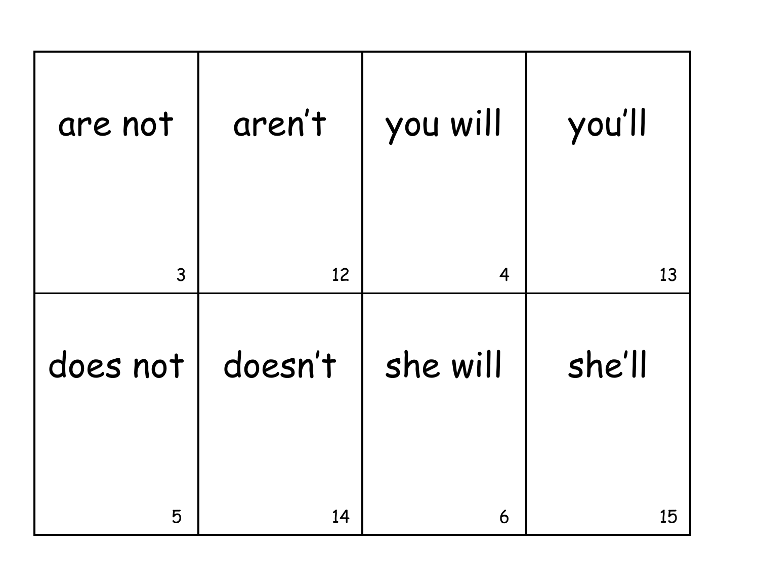| are not | aren’t | you will | you’ll |
| --- | --- | --- | --- |
| 3 | 12 | 4 | 13 |
| does not | doesn’t | she will | she’ll |
| 5 | 14 | 6 | 15 |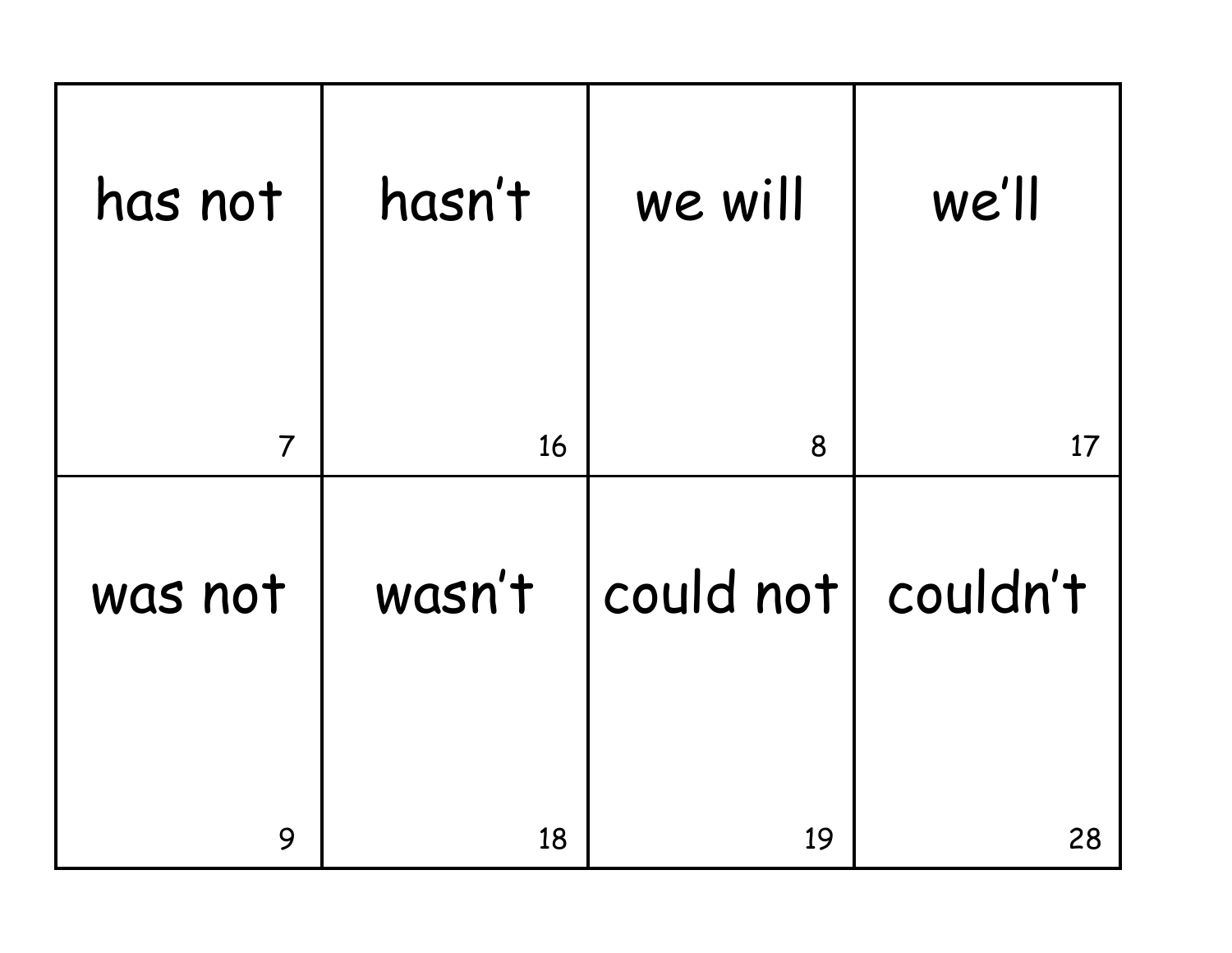| has not 7 | hasn't 16 | we will 8 | we'll 17 |
| --- | --- | --- | --- |
| was not 9 | wasn't 18 | could not 19 | couldn't 28 |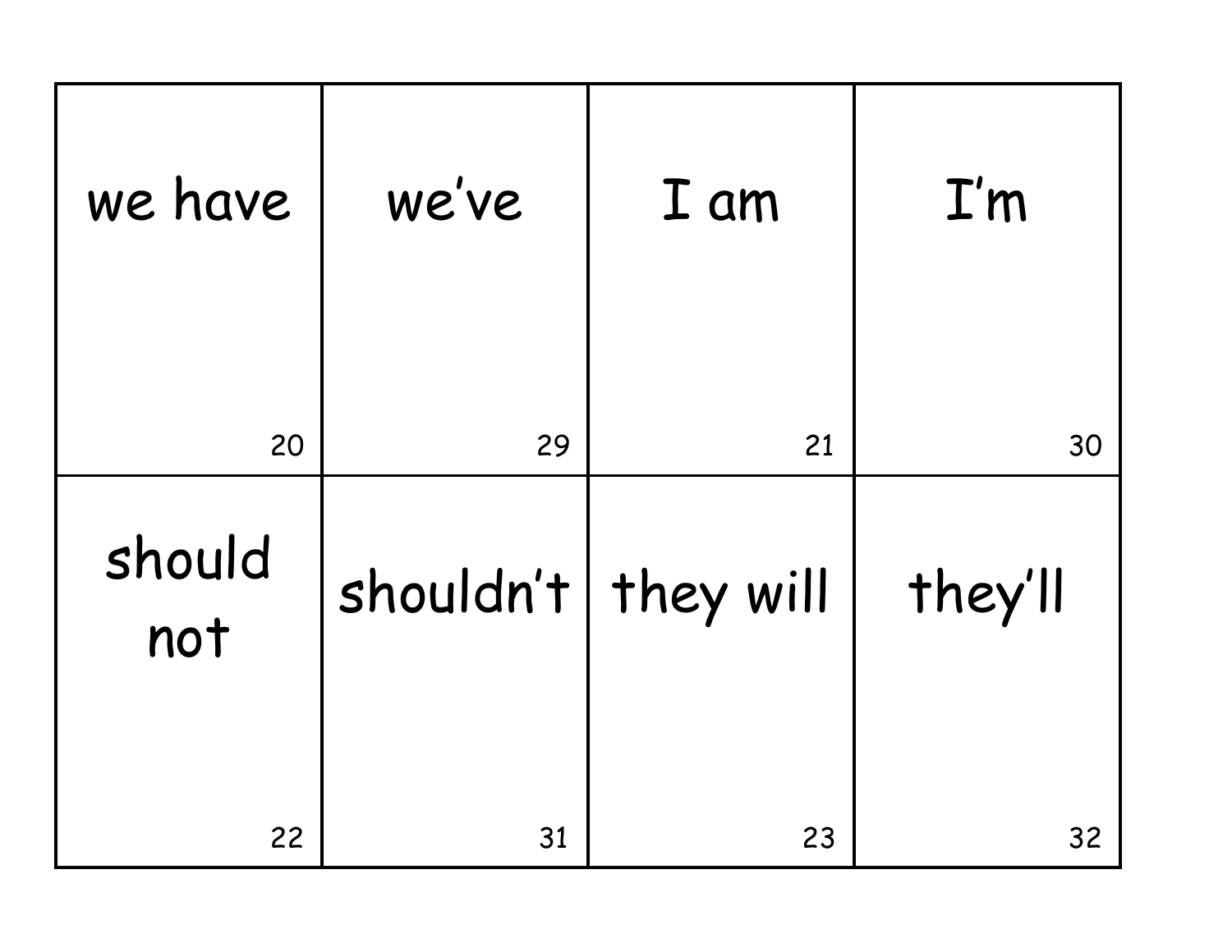| we have 20 | we've 29 | I am 21 | I'm 30 |
| --- | --- | --- | --- |
| should not 22 | shouldn't 31 | they will 23 | they'll 32 |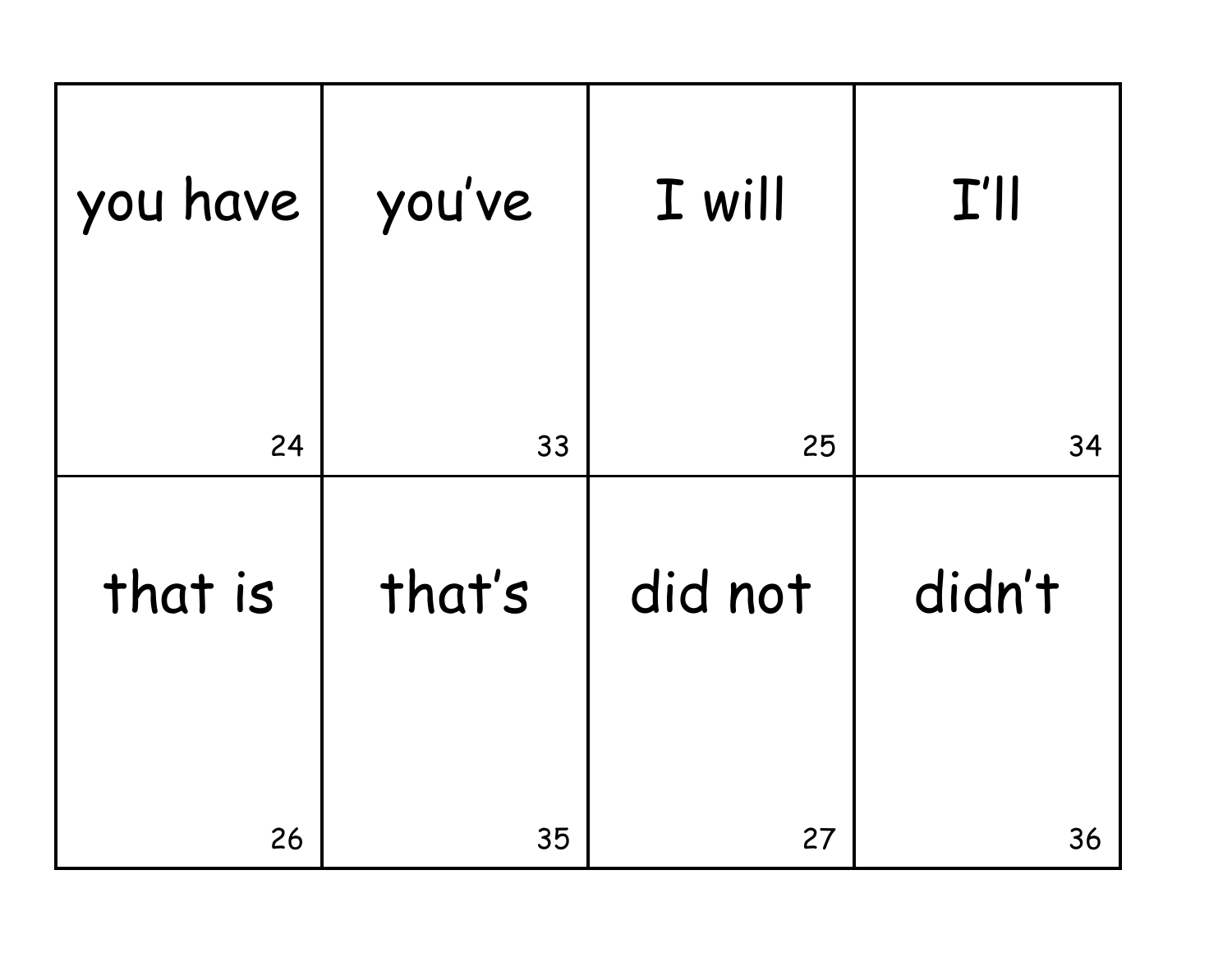| | | | |
|---|---|---|---|
| you have<br><br>24 | you've<br><br>33 | I will<br><br>25 | I'll<br><br>34 |
| that is<br><br>26 | that's<br><br>35 | did not<br><br>27 | didn't<br><br>36 |